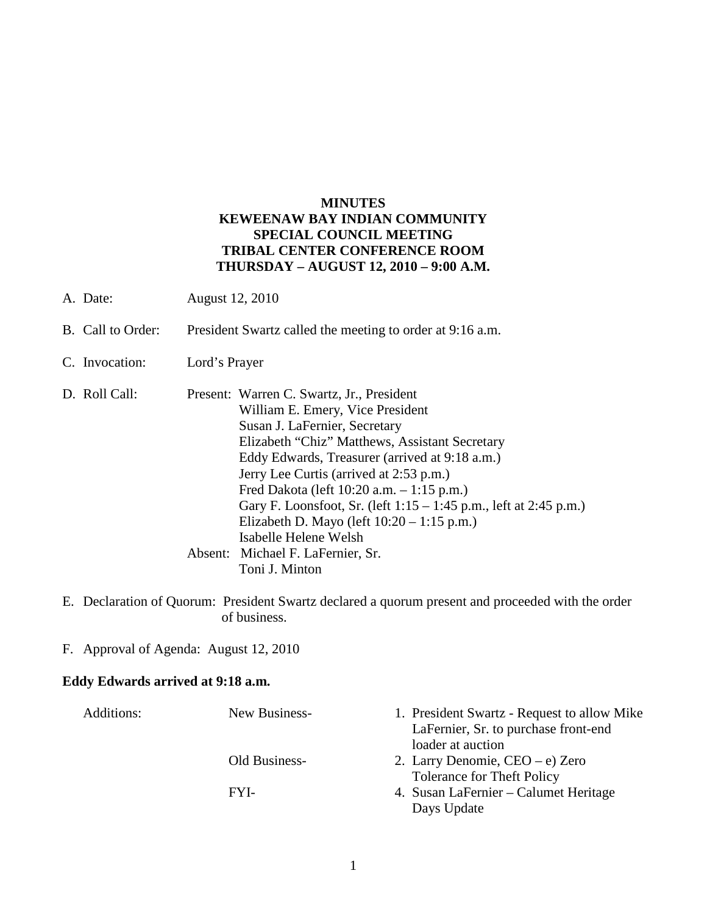# MINUTES
# KEWEENAW BAY INDIAN COMMUNITY
# SPECIAL COUNCIL MEETING
# TRIBAL CENTER CONFERENCE ROOM
# THURSDAY – AUGUST 12, 2010 – 9:00 A.M.

A. Date: August 12, 2010

B. Call to Order: President Swartz called the meeting to order at 9:16 a.m.

C. Invocation: Lord's Prayer

D. Roll Call:

Present:
- Warren C. Swartz, Jr., President
- William E. Emery, Vice President
- Susan J. LaFernier, Secretary
- Elizabeth "Chiz" Matthews, Assistant Secretary
- Eddy Edwards, Treasurer (arrived at 9:18 a.m.)
- Jerry Lee Curtis (arrived at 2:53 p.m.)
- Fred Dakota (left 10:20 a.m. – 1:15 p.m.)
- Gary F. Loonsfoot, Sr. (left 1:15 – 1:45 p.m., left at 2:45 p.m.)
- Elizabeth D. Mayo (left 10:20 – 1:15 p.m.)
- Isabelle Helene Welsh

Absent:
- Michael F. LaFernier, Sr.
- Toni J. Minton

E. Declaration of Quorum: President Swartz declared a quorum present and proceeded with the order of business.

F. Approval of Agenda: August 12, 2010

**Eddy Edwards arrived at 9:18 a.m.**

Additions:

- New Business- 1. President Swartz - Request to allow Mike LaFernier, Sr. to purchase front-end loader at auction
- Old Business- 2. Larry Denomie, CEO – e) Zero Tolerance for Theft Policy
- FYI- 4. Susan LaFernier – Calumet Heritage Days Update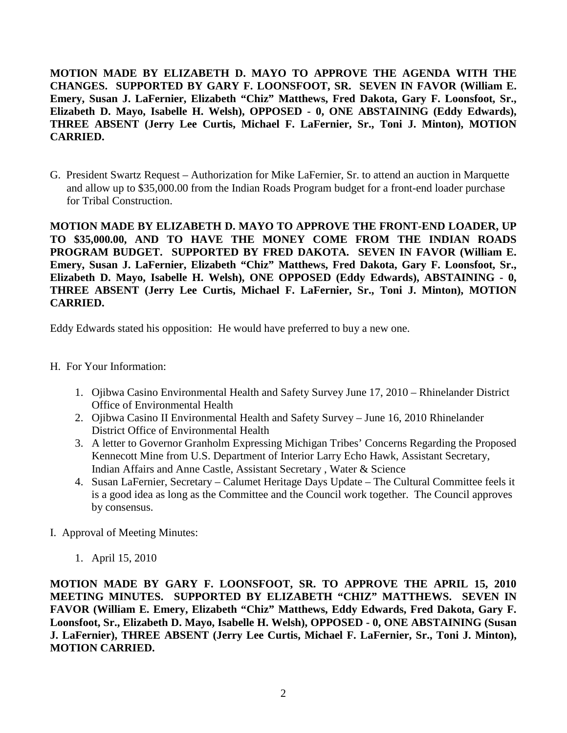**MOTION MADE BY ELIZABETH D. MAYO TO APPROVE THE AGENDA WITH THE CHANGES. SUPPORTED BY GARY F. LOONSFOOT, SR. SEVEN IN FAVOR (William E. Emery, Susan J. LaFernier, Elizabeth "Chiz" Matthews, Fred Dakota, Gary F. Loonsfoot, Sr., Elizabeth D. Mayo, Isabelle H. Welsh), OPPOSED - 0, ONE ABSTAINING (Eddy Edwards), THREE ABSENT (Jerry Lee Curtis, Michael F. LaFernier, Sr., Toni J. Minton), MOTION CARRIED.**

G. President Swartz Request – Authorization for Mike LaFernier, Sr. to attend an auction in Marquette and allow up to $35,000.00 from the Indian Roads Program budget for a front-end loader purchase for Tribal Construction.

**MOTION MADE BY ELIZABETH D. MAYO TO APPROVE THE FRONT-END LOADER, UP TO $35,000.00, AND TO HAVE THE MONEY COME FROM THE INDIAN ROADS PROGRAM BUDGET. SUPPORTED BY FRED DAKOTA. SEVEN IN FAVOR (William E. Emery, Susan J. LaFernier, Elizabeth "Chiz" Matthews, Fred Dakota, Gary F. Loonsfoot, Sr., Elizabeth D. Mayo, Isabelle H. Welsh), ONE OPPOSED (Eddy Edwards), ABSTAINING - 0, THREE ABSENT (Jerry Lee Curtis, Michael F. LaFernier, Sr., Toni J. Minton), MOTION CARRIED.**

Eddy Edwards stated his opposition: He would have preferred to buy a new one.

H. For Your Information:

1. Ojibwa Casino Environmental Health and Safety Survey June 17, 2010 – Rhinelander District Office of Environmental Health
2. Ojibwa Casino II Environmental Health and Safety Survey – June 16, 2010 Rhinelander District Office of Environmental Health
3. A letter to Governor Granholm Expressing Michigan Tribes' Concerns Regarding the Proposed Kennecott Mine from U.S. Department of Interior Larry Echo Hawk, Assistant Secretary, Indian Affairs and Anne Castle, Assistant Secretary , Water & Science
4. Susan LaFernier, Secretary – Calumet Heritage Days Update – The Cultural Committee feels it is a good idea as long as the Committee and the Council work together. The Council approves by consensus.

I. Approval of Meeting Minutes:

1. April 15, 2010

**MOTION MADE BY GARY F. LOONSFOOT, SR. TO APPROVE THE APRIL 15, 2010 MEETING MINUTES. SUPPORTED BY ELIZABETH "CHIZ" MATTHEWS. SEVEN IN FAVOR (William E. Emery, Elizabeth "Chiz" Matthews, Eddy Edwards, Fred Dakota, Gary F. Loonsfoot, Sr., Elizabeth D. Mayo, Isabelle H. Welsh), OPPOSED - 0, ONE ABSTAINING (Susan J. LaFernier), THREE ABSENT (Jerry Lee Curtis, Michael F. LaFernier, Sr., Toni J. Minton), MOTION CARRIED.**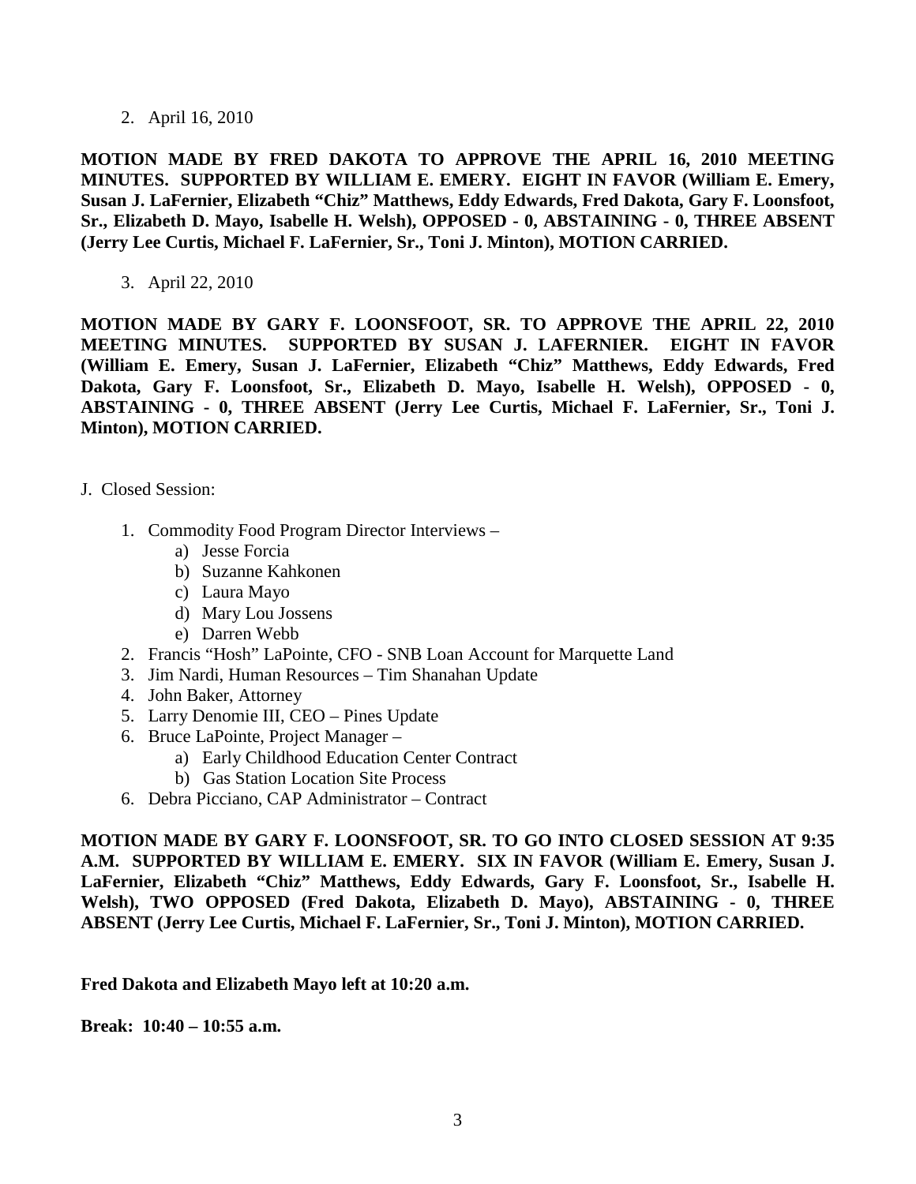2. April 16, 2010

**MOTION MADE BY FRED DAKOTA TO APPROVE THE APRIL 16, 2010 MEETING MINUTES. SUPPORTED BY WILLIAM E. EMERY. EIGHT IN FAVOR (William E. Emery, Susan J. LaFernier, Elizabeth "Chiz" Matthews, Eddy Edwards, Fred Dakota, Gary F. Loonsfoot, Sr., Elizabeth D. Mayo, Isabelle H. Welsh), OPPOSED - 0, ABSTAINING - 0, THREE ABSENT (Jerry Lee Curtis, Michael F. LaFernier, Sr., Toni J. Minton), MOTION CARRIED.**

3. April 22, 2010

**MOTION MADE BY GARY F. LOONSFOOT, SR. TO APPROVE THE APRIL 22, 2010 MEETING MINUTES. SUPPORTED BY SUSAN J. LAFERNIER. EIGHT IN FAVOR (William E. Emery, Susan J. LaFernier, Elizabeth "Chiz" Matthews, Eddy Edwards, Fred Dakota, Gary F. Loonsfoot, Sr., Elizabeth D. Mayo, Isabelle H. Welsh), OPPOSED - 0, ABSTAINING - 0, THREE ABSENT (Jerry Lee Curtis, Michael F. LaFernier, Sr., Toni J. Minton), MOTION CARRIED.**

J. Closed Session:

1. Commodity Food Program Director Interviews –
   a) Jesse Forcia
   b) Suzanne Kahkonen
   c) Laura Mayo
   d) Mary Lou Jossens
   e) Darren Webb
2. Francis "Hosh" LaPointe, CFO - SNB Loan Account for Marquette Land
3. Jim Nardi, Human Resources – Tim Shanahan Update
4. John Baker, Attorney
5. Larry Denomie III, CEO – Pines Update
6. Bruce LaPointe, Project Manager –
   a) Early Childhood Education Center Contract
   b) Gas Station Location Site Process
6. Debra Picciano, CAP Administrator – Contract

**MOTION MADE BY GARY F. LOONSFOOT, SR. TO GO INTO CLOSED SESSION AT 9:35 A.M. SUPPORTED BY WILLIAM E. EMERY. SIX IN FAVOR (William E. Emery, Susan J. LaFernier, Elizabeth "Chiz" Matthews, Eddy Edwards, Gary F. Loonsfoot, Sr., Isabelle H. Welsh), TWO OPPOSED (Fred Dakota, Elizabeth D. Mayo), ABSTAINING - 0, THREE ABSENT (Jerry Lee Curtis, Michael F. LaFernier, Sr., Toni J. Minton), MOTION CARRIED.**

**Fred Dakota and Elizabeth Mayo left at 10:20 a.m.**

**Break: 10:40 – 10:55 a.m.**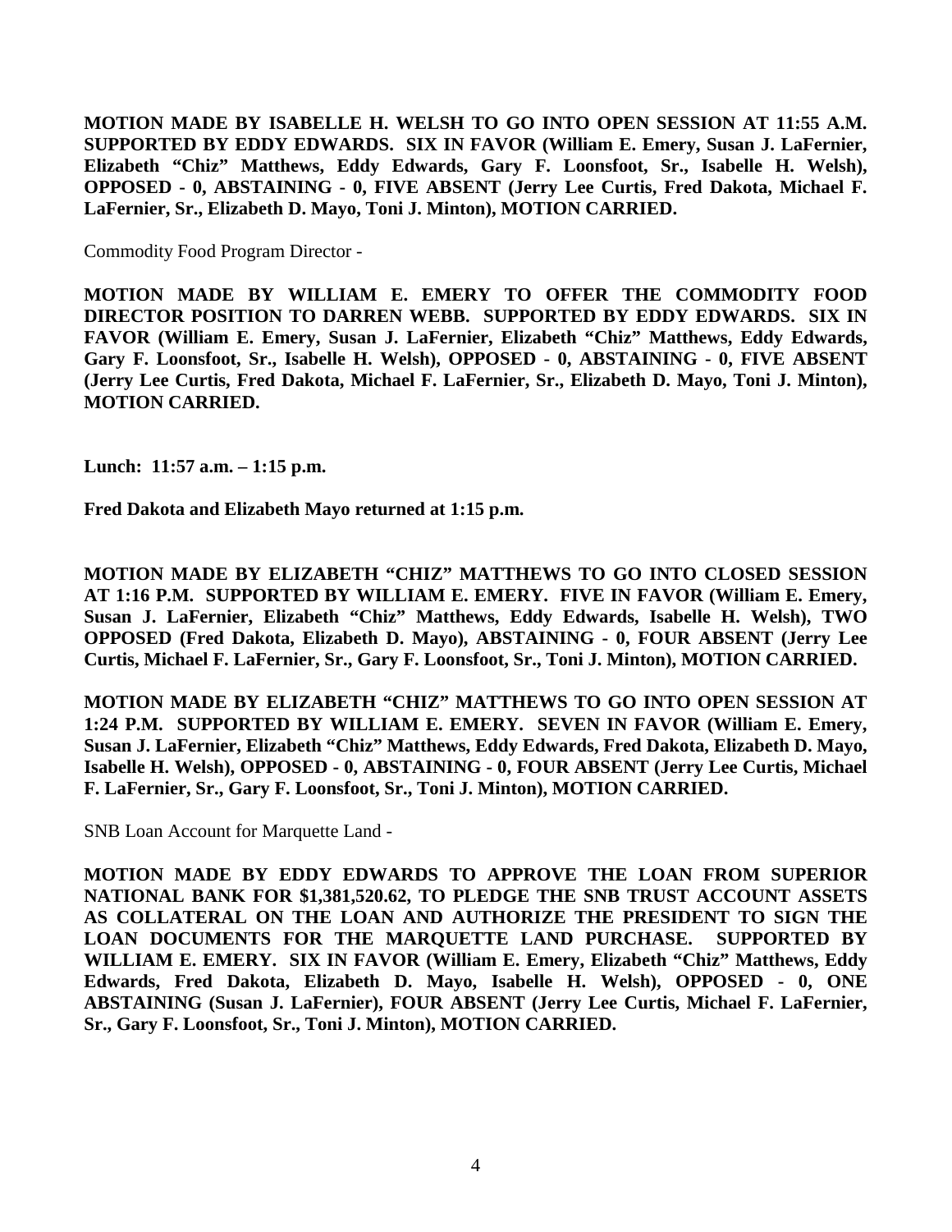**MOTION MADE BY ISABELLE H. WELSH TO GO INTO OPEN SESSION AT 11:55 A.M. SUPPORTED BY EDDY EDWARDS. SIX IN FAVOR (William E. Emery, Susan J. LaFernier, Elizabeth "Chiz" Matthews, Eddy Edwards, Gary F. Loonsfoot, Sr., Isabelle H. Welsh), OPPOSED - 0, ABSTAINING - 0, FIVE ABSENT (Jerry Lee Curtis, Fred Dakota, Michael F. LaFernier, Sr., Elizabeth D. Mayo, Toni J. Minton), MOTION CARRIED.**

Commodity Food Program Director -

**MOTION MADE BY WILLIAM E. EMERY TO OFFER THE COMMODITY FOOD DIRECTOR POSITION TO DARREN WEBB. SUPPORTED BY EDDY EDWARDS. SIX IN FAVOR (William E. Emery, Susan J. LaFernier, Elizabeth "Chiz" Matthews, Eddy Edwards, Gary F. Loonsfoot, Sr., Isabelle H. Welsh), OPPOSED - 0, ABSTAINING - 0, FIVE ABSENT (Jerry Lee Curtis, Fred Dakota, Michael F. LaFernier, Sr., Elizabeth D. Mayo, Toni J. Minton), MOTION CARRIED.**

**Lunch: 11:57 a.m. – 1:15 p.m.**

**Fred Dakota and Elizabeth Mayo returned at 1:15 p.m.**

**MOTION MADE BY ELIZABETH "CHIZ" MATTHEWS TO GO INTO CLOSED SESSION AT 1:16 P.M. SUPPORTED BY WILLIAM E. EMERY. FIVE IN FAVOR (William E. Emery, Susan J. LaFernier, Elizabeth "Chiz" Matthews, Eddy Edwards, Isabelle H. Welsh), TWO OPPOSED (Fred Dakota, Elizabeth D. Mayo), ABSTAINING - 0, FOUR ABSENT (Jerry Lee Curtis, Michael F. LaFernier, Sr., Gary F. Loonsfoot, Sr., Toni J. Minton), MOTION CARRIED.**

**MOTION MADE BY ELIZABETH "CHIZ" MATTHEWS TO GO INTO OPEN SESSION AT 1:24 P.M. SUPPORTED BY WILLIAM E. EMERY. SEVEN IN FAVOR (William E. Emery, Susan J. LaFernier, Elizabeth "Chiz" Matthews, Eddy Edwards, Fred Dakota, Elizabeth D. Mayo, Isabelle H. Welsh), OPPOSED - 0, ABSTAINING - 0, FOUR ABSENT (Jerry Lee Curtis, Michael F. LaFernier, Sr., Gary F. Loonsfoot, Sr., Toni J. Minton), MOTION CARRIED.**

SNB Loan Account for Marquette Land -

**MOTION MADE BY EDDY EDWARDS TO APPROVE THE LOAN FROM SUPERIOR NATIONAL BANK FOR $1,381,520.62, TO PLEDGE THE SNB TRUST ACCOUNT ASSETS AS COLLATERAL ON THE LOAN AND AUTHORIZE THE PRESIDENT TO SIGN THE LOAN DOCUMENTS FOR THE MARQUETTE LAND PURCHASE. SUPPORTED BY WILLIAM E. EMERY. SIX IN FAVOR (William E. Emery, Elizabeth "Chiz" Matthews, Eddy Edwards, Fred Dakota, Elizabeth D. Mayo, Isabelle H. Welsh), OPPOSED - 0, ONE ABSTAINING (Susan J. LaFernier), FOUR ABSENT (Jerry Lee Curtis, Michael F. LaFernier, Sr., Gary F. Loonsfoot, Sr., Toni J. Minton), MOTION CARRIED.**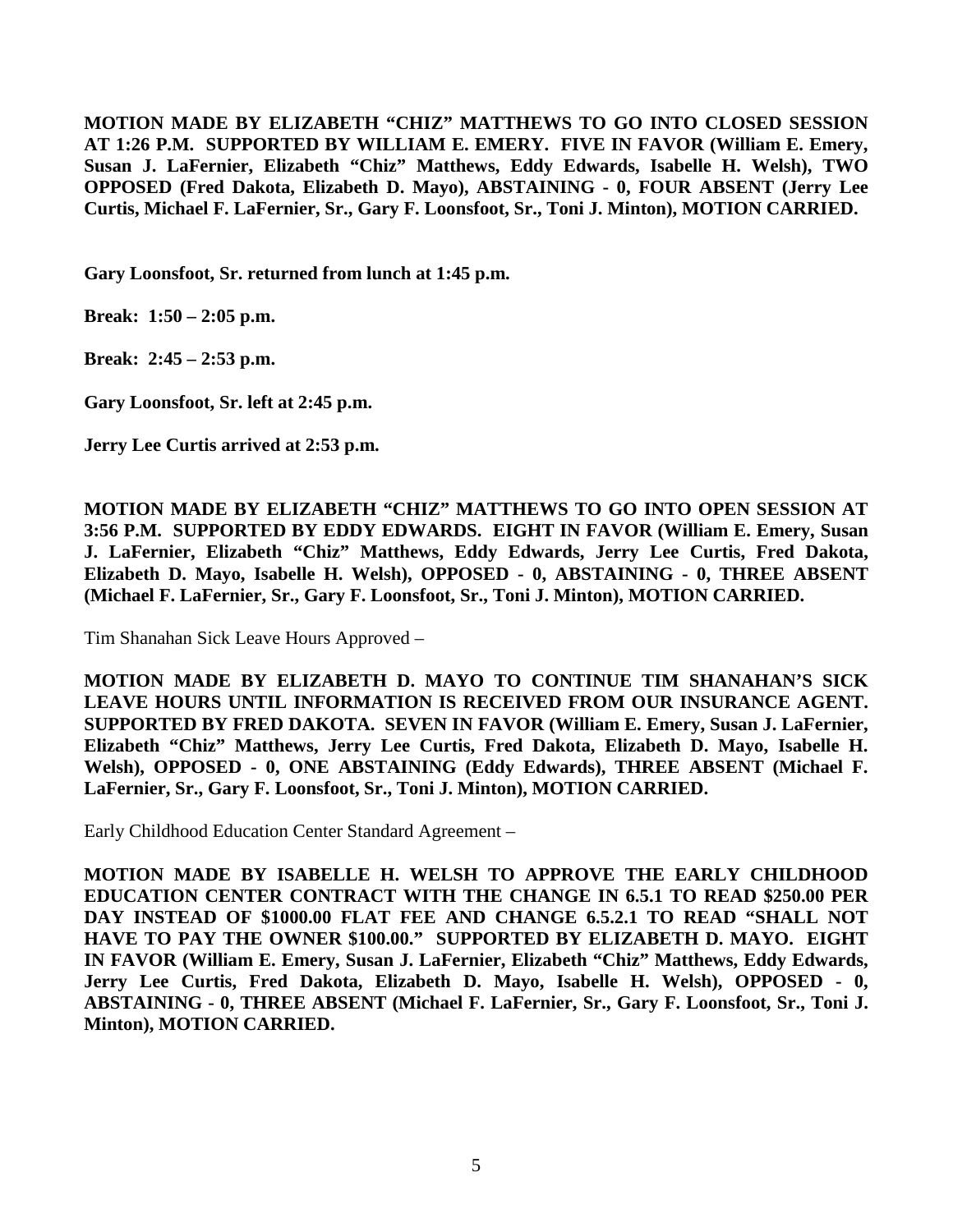**MOTION MADE BY ELIZABETH "CHIZ" MATTHEWS TO GO INTO CLOSED SESSION AT 1:26 P.M. SUPPORTED BY WILLIAM E. EMERY. FIVE IN FAVOR (William E. Emery, Susan J. LaFernier, Elizabeth "Chiz" Matthews, Eddy Edwards, Isabelle H. Welsh), TWO OPPOSED (Fred Dakota, Elizabeth D. Mayo), ABSTAINING - 0, FOUR ABSENT (Jerry Lee Curtis, Michael F. LaFernier, Sr., Gary F. Loonsfoot, Sr., Toni J. Minton), MOTION CARRIED.**

**Gary Loonsfoot, Sr. returned from lunch at 1:45 p.m.**

**Break: 1:50 – 2:05 p.m.**

**Break: 2:45 – 2:53 p.m.**

**Gary Loonsfoot, Sr. left at 2:45 p.m.**

**Jerry Lee Curtis arrived at 2:53 p.m.**

**MOTION MADE BY ELIZABETH "CHIZ" MATTHEWS TO GO INTO OPEN SESSION AT 3:56 P.M. SUPPORTED BY EDDY EDWARDS. EIGHT IN FAVOR (William E. Emery, Susan J. LaFernier, Elizabeth "Chiz" Matthews, Eddy Edwards, Jerry Lee Curtis, Fred Dakota, Elizabeth D. Mayo, Isabelle H. Welsh), OPPOSED - 0, ABSTAINING - 0, THREE ABSENT (Michael F. LaFernier, Sr., Gary F. Loonsfoot, Sr., Toni J. Minton), MOTION CARRIED.**

Tim Shanahan Sick Leave Hours Approved –

**MOTION MADE BY ELIZABETH D. MAYO TO CONTINUE TIM SHANAHAN'S SICK LEAVE HOURS UNTIL INFORMATION IS RECEIVED FROM OUR INSURANCE AGENT. SUPPORTED BY FRED DAKOTA. SEVEN IN FAVOR (William E. Emery, Susan J. LaFernier, Elizabeth "Chiz" Matthews, Jerry Lee Curtis, Fred Dakota, Elizabeth D. Mayo, Isabelle H. Welsh), OPPOSED - 0, ONE ABSTAINING (Eddy Edwards), THREE ABSENT (Michael F. LaFernier, Sr., Gary F. Loonsfoot, Sr., Toni J. Minton), MOTION CARRIED.**

Early Childhood Education Center Standard Agreement –

**MOTION MADE BY ISABELLE H. WELSH TO APPROVE THE EARLY CHILDHOOD EDUCATION CENTER CONTRACT WITH THE CHANGE IN 6.5.1 TO READ $250.00 PER DAY INSTEAD OF $1000.00 FLAT FEE AND CHANGE 6.5.2.1 TO READ "SHALL NOT HAVE TO PAY THE OWNER $100.00." SUPPORTED BY ELIZABETH D. MAYO. EIGHT IN FAVOR (William E. Emery, Susan J. LaFernier, Elizabeth "Chiz" Matthews, Eddy Edwards, Jerry Lee Curtis, Fred Dakota, Elizabeth D. Mayo, Isabelle H. Welsh), OPPOSED - 0, ABSTAINING - 0, THREE ABSENT (Michael F. LaFernier, Sr., Gary F. Loonsfoot, Sr., Toni J. Minton), MOTION CARRIED.**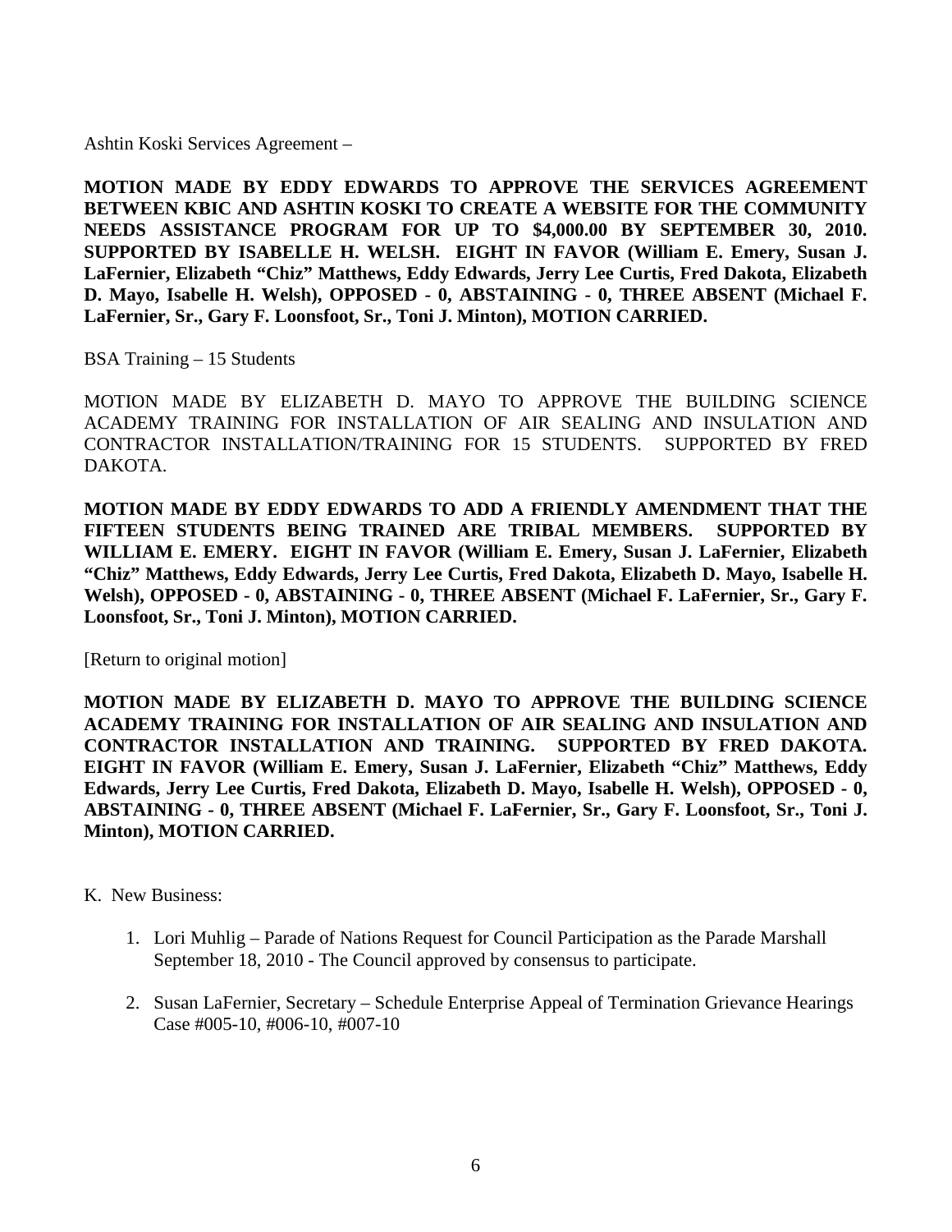Ashtin Koski Services Agreement –

**MOTION MADE BY EDDY EDWARDS TO APPROVE THE SERVICES AGREEMENT BETWEEN KBIC AND ASHTIN KOSKI TO CREATE A WEBSITE FOR THE COMMUNITY NEEDS ASSISTANCE PROGRAM FOR UP TO $4,000.00 BY SEPTEMBER 30, 2010. SUPPORTED BY ISABELLE H. WELSH. EIGHT IN FAVOR (William E. Emery, Susan J. LaFernier, Elizabeth "Chiz" Matthews, Eddy Edwards, Jerry Lee Curtis, Fred Dakota, Elizabeth D. Mayo, Isabelle H. Welsh), OPPOSED - 0, ABSTAINING - 0, THREE ABSENT (Michael F. LaFernier, Sr., Gary F. Loonsfoot, Sr., Toni J. Minton), MOTION CARRIED.**

BSA Training – 15 Students

MOTION MADE BY ELIZABETH D. MAYO TO APPROVE THE BUILDING SCIENCE ACADEMY TRAINING FOR INSTALLATION OF AIR SEALING AND INSULATION AND CONTRACTOR INSTALLATION/TRAINING FOR 15 STUDENTS. SUPPORTED BY FRED DAKOTA.

**MOTION MADE BY EDDY EDWARDS TO ADD A FRIENDLY AMENDMENT THAT THE FIFTEEN STUDENTS BEING TRAINED ARE TRIBAL MEMBERS. SUPPORTED BY WILLIAM E. EMERY. EIGHT IN FAVOR (William E. Emery, Susan J. LaFernier, Elizabeth "Chiz" Matthews, Eddy Edwards, Jerry Lee Curtis, Fred Dakota, Elizabeth D. Mayo, Isabelle H. Welsh), OPPOSED - 0, ABSTAINING - 0, THREE ABSENT (Michael F. LaFernier, Sr., Gary F. Loonsfoot, Sr., Toni J. Minton), MOTION CARRIED.**

[Return to original motion]

**MOTION MADE BY ELIZABETH D. MAYO TO APPROVE THE BUILDING SCIENCE ACADEMY TRAINING FOR INSTALLATION OF AIR SEALING AND INSULATION AND CONTRACTOR INSTALLATION AND TRAINING. SUPPORTED BY FRED DAKOTA. EIGHT IN FAVOR (William E. Emery, Susan J. LaFernier, Elizabeth "Chiz" Matthews, Eddy Edwards, Jerry Lee Curtis, Fred Dakota, Elizabeth D. Mayo, Isabelle H. Welsh), OPPOSED - 0, ABSTAINING - 0, THREE ABSENT (Michael F. LaFernier, Sr., Gary F. Loonsfoot, Sr., Toni J. Minton), MOTION CARRIED.**

K. New Business:

1. Lori Muhlig – Parade of Nations Request for Council Participation as the Parade Marshall September 18, 2010 - The Council approved by consensus to participate.

2. Susan LaFernier, Secretary – Schedule Enterprise Appeal of Termination Grievance Hearings Case #005-10, #006-10, #007-10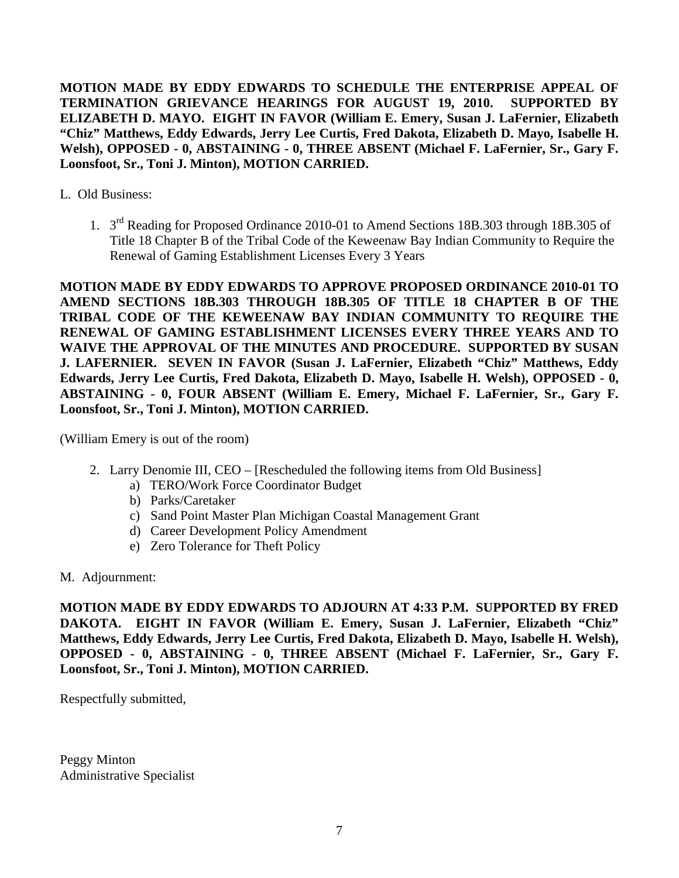**MOTION MADE BY EDDY EDWARDS TO SCHEDULE THE ENTERPRISE APPEAL OF TERMINATION GRIEVANCE HEARINGS FOR AUGUST 19, 2010. SUPPORTED BY ELIZABETH D. MAYO. EIGHT IN FAVOR (William E. Emery, Susan J. LaFernier, Elizabeth "Chiz" Matthews, Eddy Edwards, Jerry Lee Curtis, Fred Dakota, Elizabeth D. Mayo, Isabelle H. Welsh), OPPOSED - 0, ABSTAINING - 0, THREE ABSENT (Michael F. LaFernier, Sr., Gary F. Loonsfoot, Sr., Toni J. Minton), MOTION CARRIED.**

L. Old Business:

1. 3rd Reading for Proposed Ordinance 2010-01 to Amend Sections 18B.303 through 18B.305 of Title 18 Chapter B of the Tribal Code of the Keweenaw Bay Indian Community to Require the Renewal of Gaming Establishment Licenses Every 3 Years

**MOTION MADE BY EDDY EDWARDS TO APPROVE PROPOSED ORDINANCE 2010-01 TO AMEND SECTIONS 18B.303 THROUGH 18B.305 OF TITLE 18 CHAPTER B OF THE TRIBAL CODE OF THE KEWEENAW BAY INDIAN COMMUNITY TO REQUIRE THE RENEWAL OF GAMING ESTABLISHMENT LICENSES EVERY THREE YEARS AND TO WAIVE THE APPROVAL OF THE MINUTES AND PROCEDURE. SUPPORTED BY SUSAN J. LAFERNIER. SEVEN IN FAVOR (Susan J. LaFernier, Elizabeth "Chiz" Matthews, Eddy Edwards, Jerry Lee Curtis, Fred Dakota, Elizabeth D. Mayo, Isabelle H. Welsh), OPPOSED - 0, ABSTAINING - 0, FOUR ABSENT (William E. Emery, Michael F. LaFernier, Sr., Gary F. Loonsfoot, Sr., Toni J. Minton), MOTION CARRIED.**

(William Emery is out of the room)

2. Larry Denomie III, CEO – [Rescheduled the following items from Old Business]
   a) TERO/Work Force Coordinator Budget
   b) Parks/Caretaker
   c) Sand Point Master Plan Michigan Coastal Management Grant
   d) Career Development Policy Amendment
   e) Zero Tolerance for Theft Policy

M. Adjournment:

**MOTION MADE BY EDDY EDWARDS TO ADJOURN AT 4:33 P.M. SUPPORTED BY FRED DAKOTA. EIGHT IN FAVOR (William E. Emery, Susan J. LaFernier, Elizabeth "Chiz" Matthews, Eddy Edwards, Jerry Lee Curtis, Fred Dakota, Elizabeth D. Mayo, Isabelle H. Welsh), OPPOSED - 0, ABSTAINING - 0, THREE ABSENT (Michael F. LaFernier, Sr., Gary F. Loonsfoot, Sr., Toni J. Minton), MOTION CARRIED.**

Respectfully submitted,

Peggy Minton
Administrative Specialist